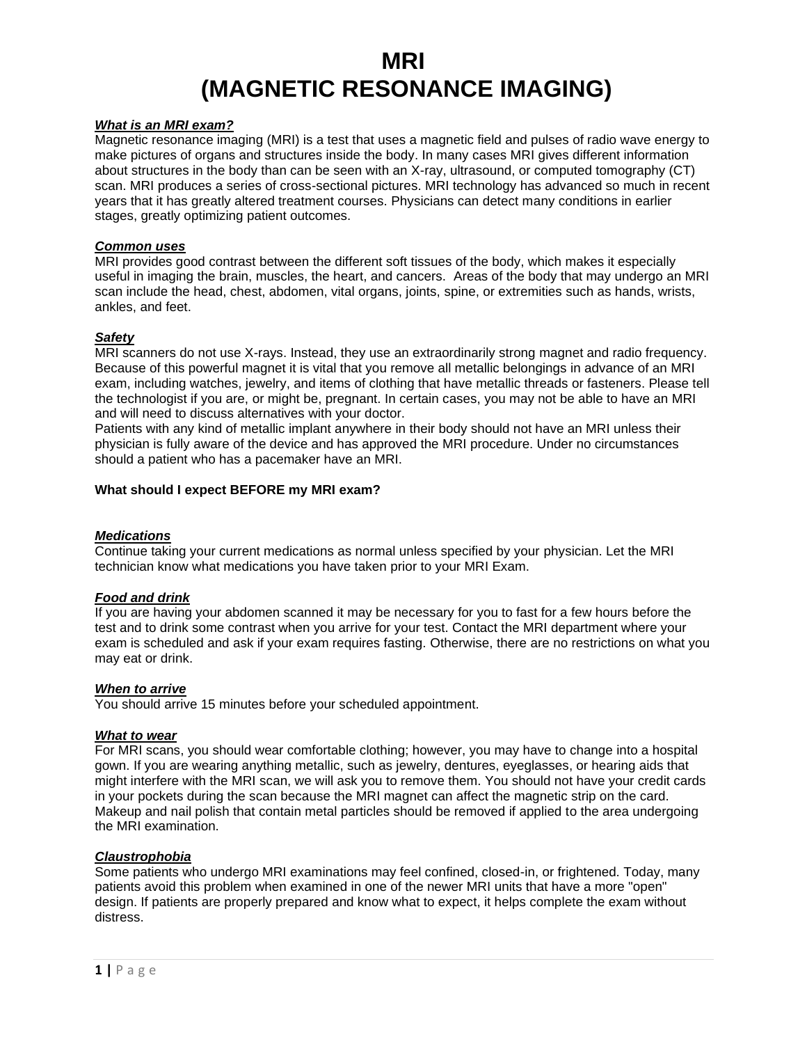# MRI
# (MAGNETIC RESONANCE IMAGING)

***What is an MRI exam?***

Magnetic resonance imaging (MRI) is a test that uses a magnetic field and pulses of radio wave energy to make pictures of organs and structures inside the body. In many cases MRI gives different information about structures in the body than can be seen with an X-ray, ultrasound, or computed tomography (CT) scan. MRI produces a series of cross-sectional pictures. MRI technology has advanced so much in recent years that it has greatly altered treatment courses. Physicians can detect many conditions in earlier stages, greatly optimizing patient outcomes.

***Common uses***

MRI provides good contrast between the different soft tissues of the body, which makes it especially useful in imaging the brain, muscles, the heart, and cancers. Areas of the body that may undergo an MRI scan include the head, chest, abdomen, vital organs, joints, spine, or extremities such as hands, wrists, ankles, and feet.

***Safety***

MRI scanners do not use X-rays. Instead, they use an extraordinarily strong magnet and radio frequency. Because of this powerful magnet it is vital that you remove all metallic belongings in advance of an MRI exam, including watches, jewelry, and items of clothing that have metallic threads or fasteners. Please tell the technologist if you are, or might be, pregnant. In certain cases, you may not be able to have an MRI and will need to discuss alternatives with your doctor.

Patients with any kind of metallic implant anywhere in their body should not have an MRI unless their physician is fully aware of the device and has approved the MRI procedure. Under no circumstances should a patient who has a pacemaker have an MRI.

**What should I expect BEFORE my MRI exam?**

***Medications***

Continue taking your current medications as normal unless specified by your physician. Let the MRI technician know what medications you have taken prior to your MRI Exam.

***Food and drink***

If you are having your abdomen scanned it may be necessary for you to fast for a few hours before the test and to drink some contrast when you arrive for your test. Contact the MRI department where your exam is scheduled and ask if your exam requires fasting. Otherwise, there are no restrictions on what you may eat or drink.

***When to arrive***

You should arrive 15 minutes before your scheduled appointment.

***What to wear***

For MRI scans, you should wear comfortable clothing; however, you may have to change into a hospital gown. If you are wearing anything metallic, such as jewelry, dentures, eyeglasses, or hearing aids that might interfere with the MRI scan, we will ask you to remove them. You should not have your credit cards in your pockets during the scan because the MRI magnet can affect the magnetic strip on the card. Makeup and nail polish that contain metal particles should be removed if applied to the area undergoing the MRI examination.

***Claustrophobia***

Some patients who undergo MRI examinations may feel confined, closed-in, or frightened. Today, many patients avoid this problem when examined in one of the newer MRI units that have a more "open" design. If patients are properly prepared and know what to expect, it helps complete the exam without distress.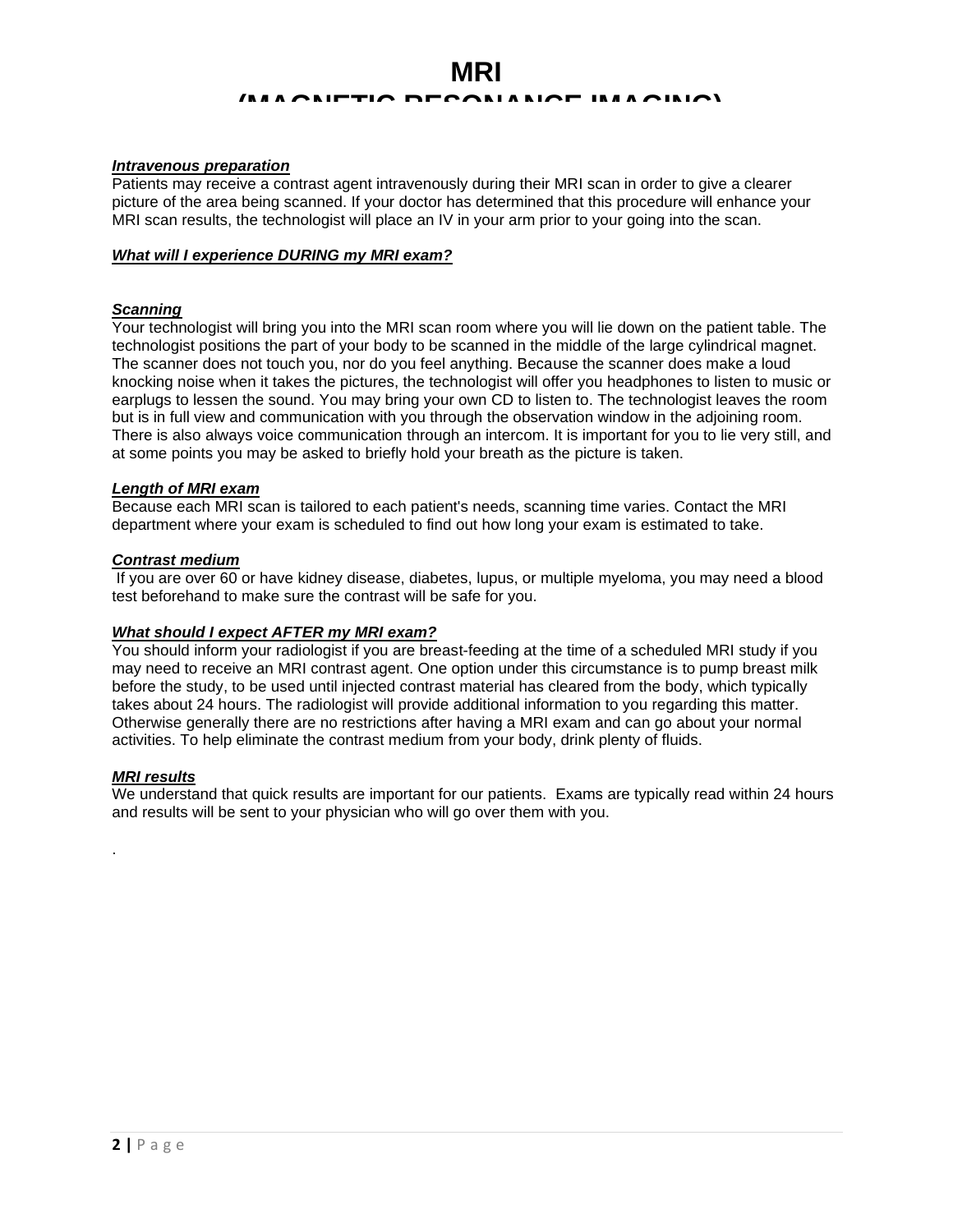# MRI
# (MAGNETIC RESONANCE IMAGING)

***Intravenous preparation***

Patients may receive a contrast agent intravenously during their MRI scan in order to give a clearer picture of the area being scanned. If your doctor has determined that this procedure will enhance your MRI scan results, the technologist will place an IV in your arm prior to your going into the scan.

***What will I experience DURING my MRI exam?***

***Scanning***

Your technologist will bring you into the MRI scan room where you will lie down on the patient table. The technologist positions the part of your body to be scanned in the middle of the large cylindrical magnet. The scanner does not touch you, nor do you feel anything. Because the scanner does make a loud knocking noise when it takes the pictures, the technologist will offer you headphones to listen to music or earplugs to lessen the sound. You may bring your own CD to listen to. The technologist leaves the room but is in full view and communication with you through the observation window in the adjoining room. There is also always voice communication through an intercom. It is important for you to lie very still, and at some points you may be asked to briefly hold your breath as the picture is taken.

***Length of MRI exam***

Because each MRI scan is tailored to each patient's needs, scanning time varies. Contact the MRI department where your exam is scheduled to find out how long your exam is estimated to take.

***Contrast medium***

If you are over 60 or have kidney disease, diabetes, lupus, or multiple myeloma, you may need a blood test beforehand to make sure the contrast will be safe for you.

***What should I expect AFTER my MRI exam?***

You should inform your radiologist if you are breast-feeding at the time of a scheduled MRI study if you may need to receive an MRI contrast agent. One option under this circumstance is to pump breast milk before the study, to be used until injected contrast material has cleared from the body, which typically takes about 24 hours. The radiologist will provide additional information to you regarding this matter. Otherwise generally there are no restrictions after having a MRI exam and can go about your normal activities. To help eliminate the contrast medium from your body, drink plenty of fluids.

***MRI results***

We understand that quick results are important for our patients. Exams are typically read within 24 hours and results will be sent to your physician who will go over them with you.

.